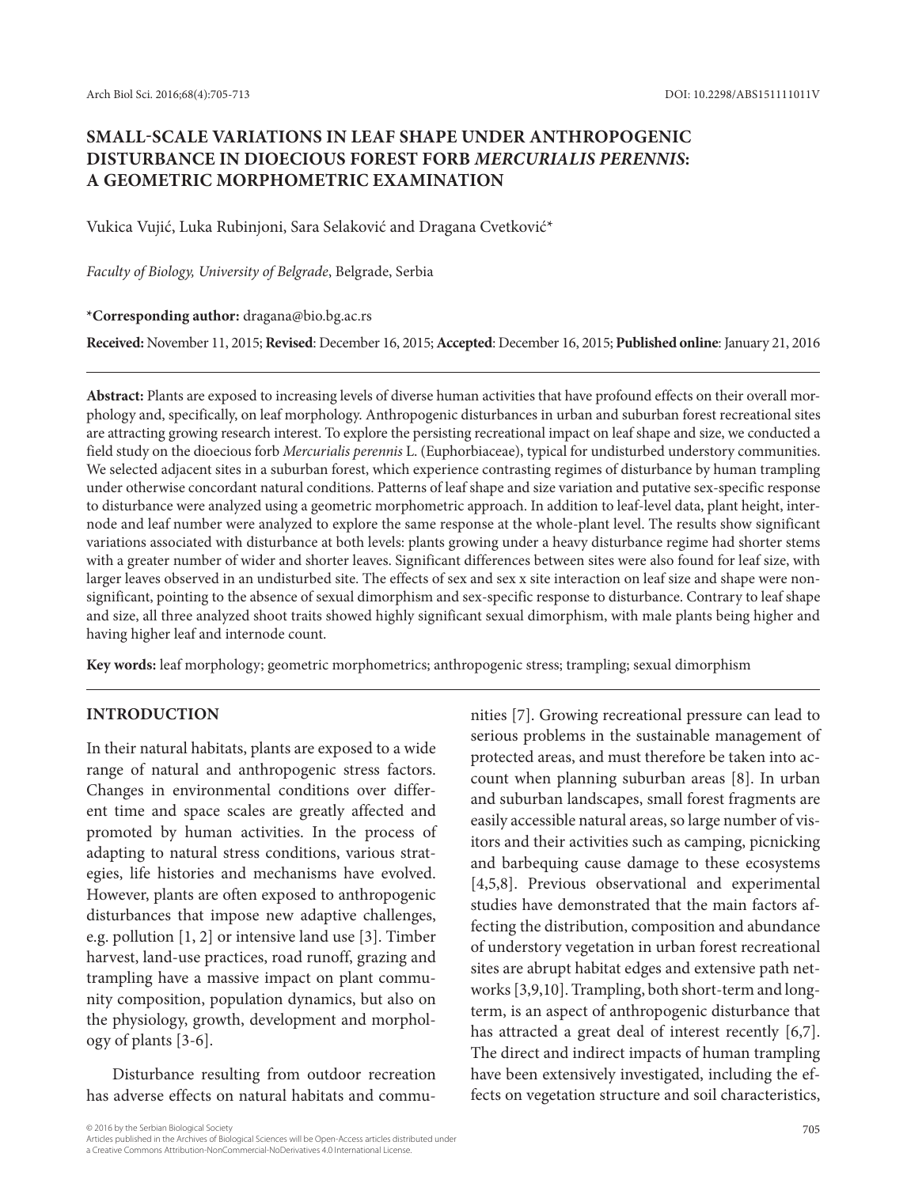# SMALL-SCALE VARIATIONS IN LEAF SHAPE UNDER ANTHROPOGENIC DISTURBANCE IN DIOECIOUS FOREST FORB *MERCURIALIS PERENNIS*: A GEOMETRIC MORPHOMETRIC EXAMINATION

Vukica Vujić, Luka Rubinjoni, Sara Selaković and Dragana Cvetković*

*Faculty of Biology, University of Belgrade*, Belgrade, Serbia

***Corresponding author:** dragana@bio.bg.ac.rs

**Received:** November 11, 2015; **Revised**: December 16, 2015; **Accepted**: December 16, 2015; **Published online**: January 21, 2016

**Abstract:** Plants are exposed to increasing levels of diverse human activities that have profound effects on their overall morphology and, specifically, on leaf morphology. Anthropogenic disturbances in urban and suburban forest recreational sites are attracting growing research interest. To explore the persisting recreational impact on leaf shape and size, we conducted a field study on the dioecious forb *Mercurialis perennis* L. (Euphorbiaceae), typical for undisturbed understory communities. We selected adjacent sites in a suburban forest, which experience contrasting regimes of disturbance by human trampling under otherwise concordant natural conditions. Patterns of leaf shape and size variation and putative sex-specific response to disturbance were analyzed using a geometric morphometric approach. In addition to leaf-level data, plant height, internode and leaf number were analyzed to explore the same response at the whole-plant level. The results show significant variations associated with disturbance at both levels: plants growing under a heavy disturbance regime had shorter stems with a greater number of wider and shorter leaves. Significant differences between sites were also found for leaf size, with larger leaves observed in an undisturbed site. The effects of sex and sex x site interaction on leaf size and shape were nonsignificant, pointing to the absence of sexual dimorphism and sex-specific response to disturbance. Contrary to leaf shape and size, all three analyzed shoot traits showed highly significant sexual dimorphism, with male plants being higher and having higher leaf and internode count.

**Key words:** leaf morphology; geometric morphometrics; anthropogenic stress; trampling; sexual dimorphism

## INTRODUCTION

In their natural habitats, plants are exposed to a wide range of natural and anthropogenic stress factors. Changes in environmental conditions over different time and space scales are greatly affected and promoted by human activities. In the process of adapting to natural stress conditions, various strategies, life histories and mechanisms have evolved. However, plants are often exposed to anthropogenic disturbances that impose new adaptive challenges, e.g. pollution [1, 2] or intensive land use [3]. Timber harvest, land-use practices, road runoff, grazing and trampling have a massive impact on plant community composition, population dynamics, but also on the physiology, growth, development and morphology of plants [3-6].

Disturbance resulting from outdoor recreation has adverse effects on natural habitats and communities [7]. Growing recreational pressure can lead to serious problems in the sustainable management of protected areas, and must therefore be taken into account when planning suburban areas [8]. In urban and suburban landscapes, small forest fragments are easily accessible natural areas, so large number of visitors and their activities such as camping, picnicking and barbequing cause damage to these ecosystems [4,5,8]. Previous observational and experimental studies have demonstrated that the main factors affecting the distribution, composition and abundance of understory vegetation in urban forest recreational sites are abrupt habitat edges and extensive path networks [3,9,10]. Trampling, both short-term and long-term, is an aspect of anthropogenic disturbance that has attracted a great deal of interest recently [6,7]. The direct and indirect impacts of human trampling have been extensively investigated, including the effects on vegetation structure and soil characteristics,

© 2016 by the Serbian Biological Society
Articles published in the Archives of Biological Sciences will be Open-Access articles distributed under a Creative Commons Attribution-NonCommercial-NoDerivatives 4.0 International License.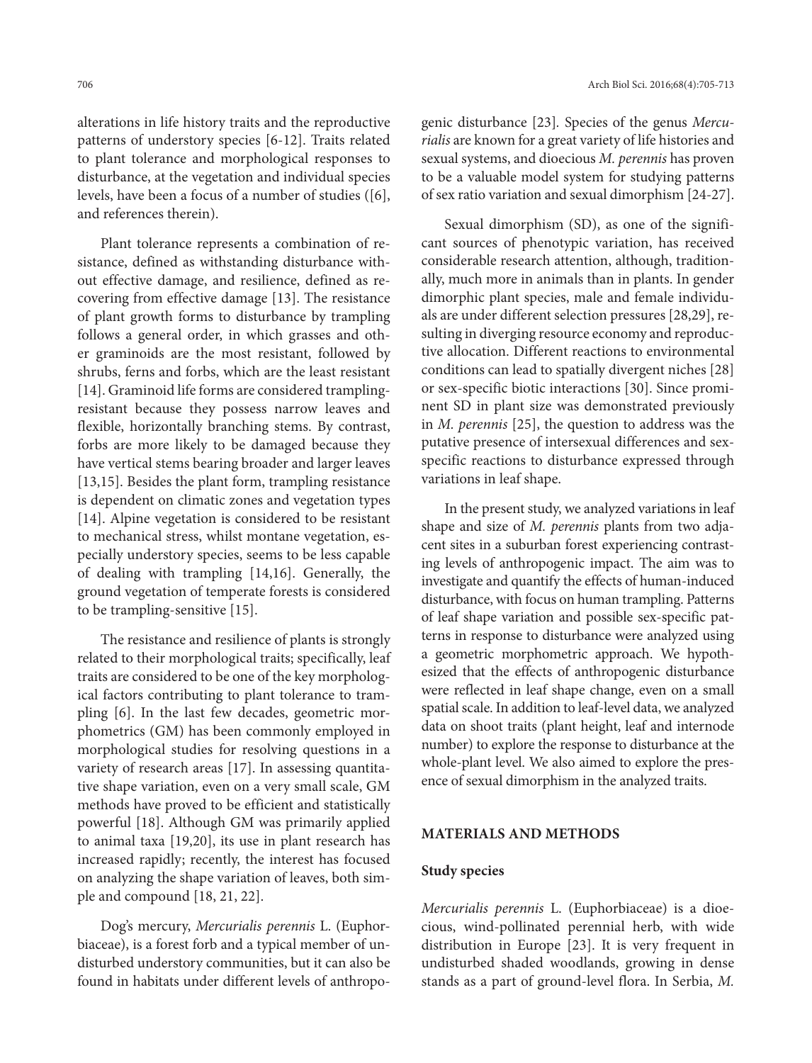alterations in life history traits and the reproductive patterns of understory species [6-12]. Traits related to plant tolerance and morphological responses to disturbance, at the vegetation and individual species levels, have been a focus of a number of studies ([6], and references therein).

Plant tolerance represents a combination of resistance, defined as withstanding disturbance without effective damage, and resilience, defined as recovering from effective damage [13]. The resistance of plant growth forms to disturbance by trampling follows a general order, in which grasses and other graminoids are the most resistant, followed by shrubs, ferns and forbs, which are the least resistant [14]. Graminoid life forms are considered trampling-resistant because they possess narrow leaves and flexible, horizontally branching stems. By contrast, forbs are more likely to be damaged because they have vertical stems bearing broader and larger leaves [13,15]. Besides the plant form, trampling resistance is dependent on climatic zones and vegetation types [14]. Alpine vegetation is considered to be resistant to mechanical stress, whilst montane vegetation, especially understory species, seems to be less capable of dealing with trampling [14,16]. Generally, the ground vegetation of temperate forests is considered to be trampling-sensitive [15].

The resistance and resilience of plants is strongly related to their morphological traits; specifically, leaf traits are considered to be one of the key morphological factors contributing to plant tolerance to trampling [6]. In the last few decades, geometric morphometrics (GM) has been commonly employed in morphological studies for resolving questions in a variety of research areas [17]. In assessing quantitative shape variation, even on a very small scale, GM methods have proved to be efficient and statistically powerful [18]. Although GM was primarily applied to animal taxa [19,20], its use in plant research has increased rapidly; recently, the interest has focused on analyzing the shape variation of leaves, both simple and compound [18, 21, 22].

Dog's mercury, *Mercurialis perennis* L. (Euphorbiaceae), is a forest forb and a typical member of undisturbed understory communities, but it can also be found in habitats under different levels of anthropogenic disturbance [23]. Species of the genus *Mercurialis* are known for a great variety of life histories and sexual systems, and dioecious *M. perennis* has proven to be a valuable model system for studying patterns of sex ratio variation and sexual dimorphism [24-27].

Sexual dimorphism (SD), as one of the significant sources of phenotypic variation, has received considerable research attention, although, traditionally, much more in animals than in plants. In gender dimorphic plant species, male and female individuals are under different selection pressures [28,29], resulting in diverging resource economy and reproductive allocation. Different reactions to environmental conditions can lead to spatially divergent niches [28] or sex-specific biotic interactions [30]. Since prominent SD in plant size was demonstrated previously in *M. perennis* [25], the question to address was the putative presence of intersexual differences and sex-specific reactions to disturbance expressed through variations in leaf shape.

In the present study, we analyzed variations in leaf shape and size of *M. perennis* plants from two adjacent sites in a suburban forest experiencing contrasting levels of anthropogenic impact. The aim was to investigate and quantify the effects of human-induced disturbance, with focus on human trampling. Patterns of leaf shape variation and possible sex-specific patterns in response to disturbance were analyzed using a geometric morphometric approach. We hypothesized that the effects of anthropogenic disturbance were reflected in leaf shape change, even on a small spatial scale. In addition to leaf-level data, we analyzed data on shoot traits (plant height, leaf and internode number) to explore the response to disturbance at the whole-plant level. We also aimed to explore the presence of sexual dimorphism in the analyzed traits.

## MATERIALS AND METHODS

### Study species

*Mercurialis perennis* L. (Euphorbiaceae) is a dioecious, wind-pollinated perennial herb, with wide distribution in Europe [23]. It is very frequent in undisturbed shaded woodlands, growing in dense stands as a part of ground-level flora. In Serbia, *M.*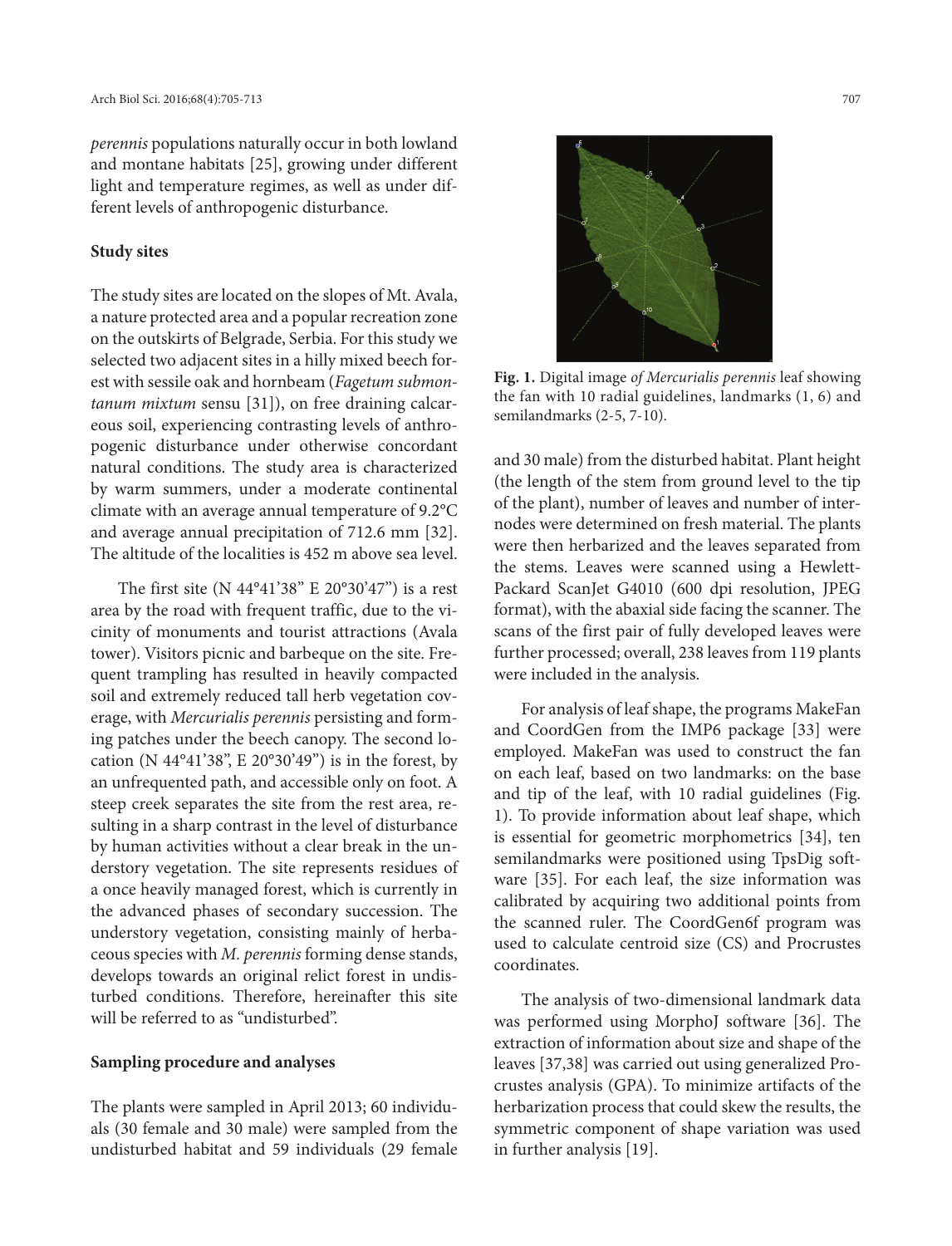*perennis* populations naturally occur in both lowland and montane habitats [25], growing under different light and temperature regimes, as well as under different levels of anthropogenic disturbance.

### Study sites

The study sites are located on the slopes of Mt. Avala, a nature protected area and a popular recreation zone on the outskirts of Belgrade, Serbia. For this study we selected two adjacent sites in a hilly mixed beech forest with sessile oak and hornbeam (*Fagetum submontanum mixtum* sensu [31]), on free draining calcareous soil, experiencing contrasting levels of anthropogenic disturbance under otherwise concordant natural conditions. The study area is characterized by warm summers, under a moderate continental climate with an average annual temperature of 9.2°C and average annual precipitation of 712.6 mm [32]. The altitude of the localities is 452 m above sea level.

The first site (N 44°41'38" E 20°30'47") is a rest area by the road with frequent traffic, due to the vicinity of monuments and tourist attractions (Avala tower). Visitors picnic and barbeque on the site. Frequent trampling has resulted in heavily compacted soil and extremely reduced tall herb vegetation coverage, with *Mercurialis perennis* persisting and forming patches under the beech canopy. The second location (N 44°41'38", E 20°30'49") is in the forest, by an unfrequented path, and accessible only on foot. A steep creek separates the site from the rest area, resulting in a sharp contrast in the level of disturbance by human activities without a clear break in the understory vegetation. The site represents residues of a once heavily managed forest, which is currently in the advanced phases of secondary succession. The understory vegetation, consisting mainly of herbaceous species with *M. perennis* forming dense stands, develops towards an original relict forest in undisturbed conditions. Therefore, hereinafter this site will be referred to as "undisturbed".

### Sampling procedure and analyses

The plants were sampled in April 2013; 60 individuals (30 female and 30 male) were sampled from the undisturbed habitat and 59 individuals (29 female and 30 male) from the disturbed habitat. Plant height (the length of the stem from ground level to the tip of the plant), number of leaves and number of internodes were determined on fresh material. The plants were then herbarized and the leaves separated from the stems. Leaves were scanned using a Hewlett-Packard ScanJet G4010 (600 dpi resolution, JPEG format), with the abaxial side facing the scanner. The scans of the first pair of fully developed leaves were further processed; overall, 238 leaves from 119 plants were included in the analysis.

**Fig. 1.** Digital image *of Mercurialis perennis* leaf showing the fan with 10 radial guidelines, landmarks (1, 6) and semilandmarks (2-5, 7-10).

For analysis of leaf shape, the programs MakeFan and CoordGen from the IMP6 package [33] were employed. MakeFan was used to construct the fan on each leaf, based on two landmarks: on the base and tip of the leaf, with 10 radial guidelines (Fig. 1). To provide information about leaf shape, which is essential for geometric morphometrics [34], ten semilandmarks were positioned using TpsDig software [35]. For each leaf, the size information was calibrated by acquiring two additional points from the scanned ruler. The CoordGen6f program was used to calculate centroid size (CS) and Procrustes coordinates.

The analysis of two-dimensional landmark data was performed using MorphoJ software [36]. The extraction of information about size and shape of the leaves [37,38] was carried out using generalized Procrustes analysis (GPA). To minimize artifacts of the herbarization process that could skew the results, the symmetric component of shape variation was used in further analysis [19].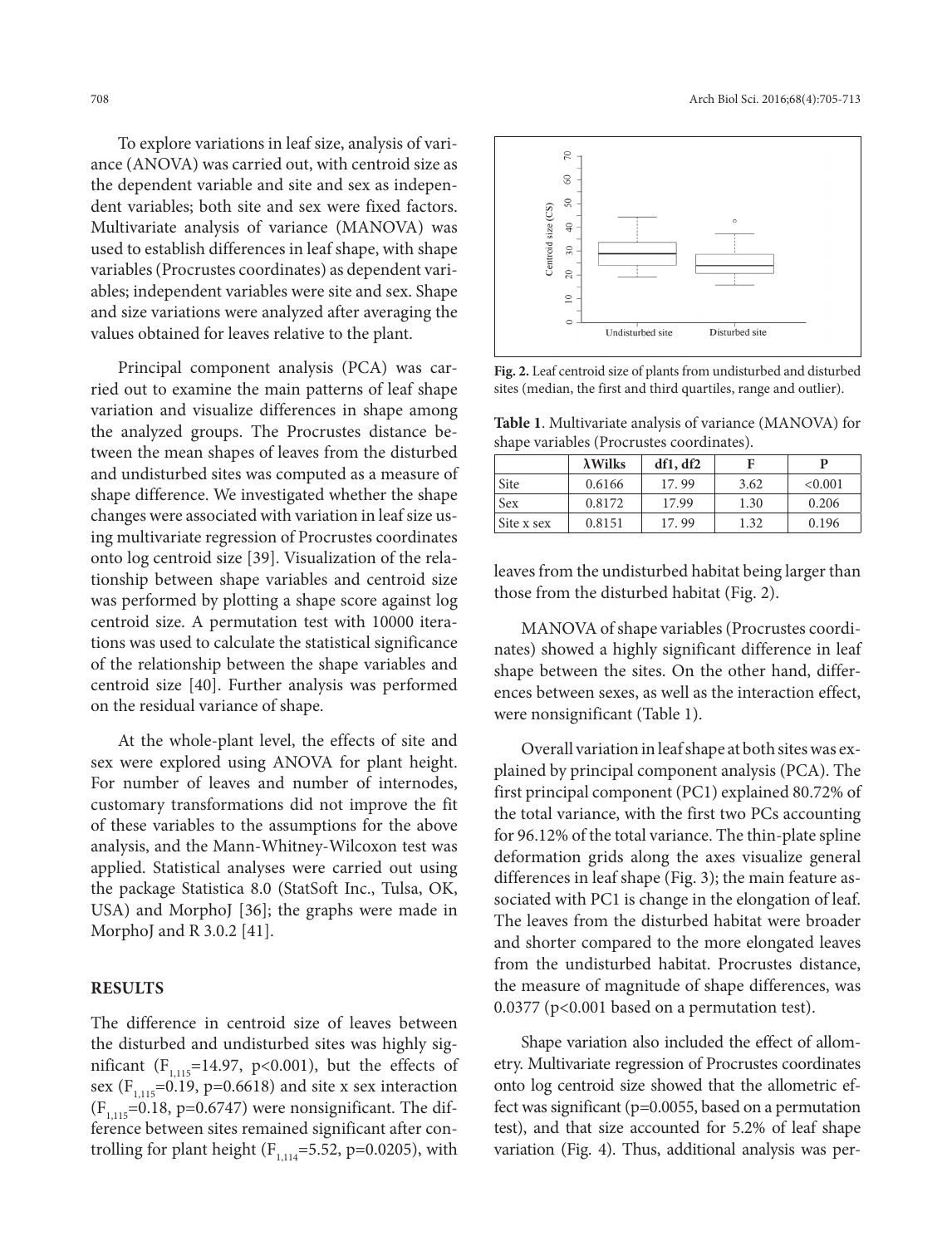To explore variations in leaf size, analysis of variance (ANOVA) was carried out, with centroid size as the dependent variable and site and sex as independent variables; both site and sex were fixed factors. Multivariate analysis of variance (MANOVA) was used to establish differences in leaf shape, with shape variables (Procrustes coordinates) as dependent variables; independent variables were site and sex. Shape and size variations were analyzed after averaging the values obtained for leaves relative to the plant.

Principal component analysis (PCA) was carried out to examine the main patterns of leaf shape variation and visualize differences in shape among the analyzed groups. The Procrustes distance between the mean shapes of leaves from the disturbed and undisturbed sites was computed as a measure of shape difference. We investigated whether the shape changes were associated with variation in leaf size using multivariate regression of Procrustes coordinates onto log centroid size [39]. Visualization of the relationship between shape variables and centroid size was performed by plotting a shape score against log centroid size. A permutation test with 10000 iterations was used to calculate the statistical significance of the relationship between the shape variables and centroid size [40]. Further analysis was performed on the residual variance of shape.

At the whole-plant level, the effects of site and sex were explored using ANOVA for plant height. For number of leaves and number of internodes, customary transformations did not improve the fit of these variables to the assumptions for the above analysis, and the Mann-Whitney-Wilcoxon test was applied. Statistical analyses were carried out using the package Statistica 8.0 (StatSoft Inc., Tulsa, OK, USA) and MorphoJ [36]; the graphs were made in MorphoJ and R 3.0.2 [41].

## RESULTS

The difference in centroid size of leaves between the disturbed and undisturbed sites was highly significant ($F_{1,115}$=14.97, p<0.001), but the effects of sex ($F_{1,115}$=0.19, p=0.6618) and site x sex interaction ($F_{1,115}$=0.18, p=0.6747) were nonsignificant. The difference between sites remained significant after controlling for plant height ($F_{1,114}$=5.52, p=0.0205), with leaves from the undisturbed habitat being larger than those from the disturbed habitat (Fig. 2).

**Fig. 2.** Leaf centroid size of plants from undisturbed and disturbed sites (median, the first and third quartiles, range and outlier).

**Table 1**. Multivariate analysis of variance (MANOVA) for shape variables (Procrustes coordinates).

| | λWilks | df1, df2 | F | P |
|---|---|---|---|---|
| Site | 0.6166 | 17. 99 | 3.62 | <0.001 |
| Sex | 0.8172 | 17.99 | 1.30 | 0.206 |
| Site x sex | 0.8151 | 17. 99 | 1.32 | 0.196 |

MANOVA of shape variables (Procrustes coordinates) showed a highly significant difference in leaf shape between the sites. On the other hand, differences between sexes, as well as the interaction effect, were nonsignificant (Table 1).

Overall variation in leaf shape at both sites was explained by principal component analysis (PCA). The first principal component (PC1) explained 80.72% of the total variance, with the first two PCs accounting for 96.12% of the total variance. The thin-plate spline deformation grids along the axes visualize general differences in leaf shape (Fig. 3); the main feature associated with PC1 is change in the elongation of leaf. The leaves from the disturbed habitat were broader and shorter compared to the more elongated leaves from the undisturbed habitat. Procrustes distance, the measure of magnitude of shape differences, was 0.0377 (p<0.001 based on a permutation test).

Shape variation also included the effect of allometry. Multivariate regression of Procrustes coordinates onto log centroid size showed that the allometric effect was significant (p=0.0055, based on a permutation test), and that size accounted for 5.2% of leaf shape variation (Fig. 4). Thus, additional analysis was per-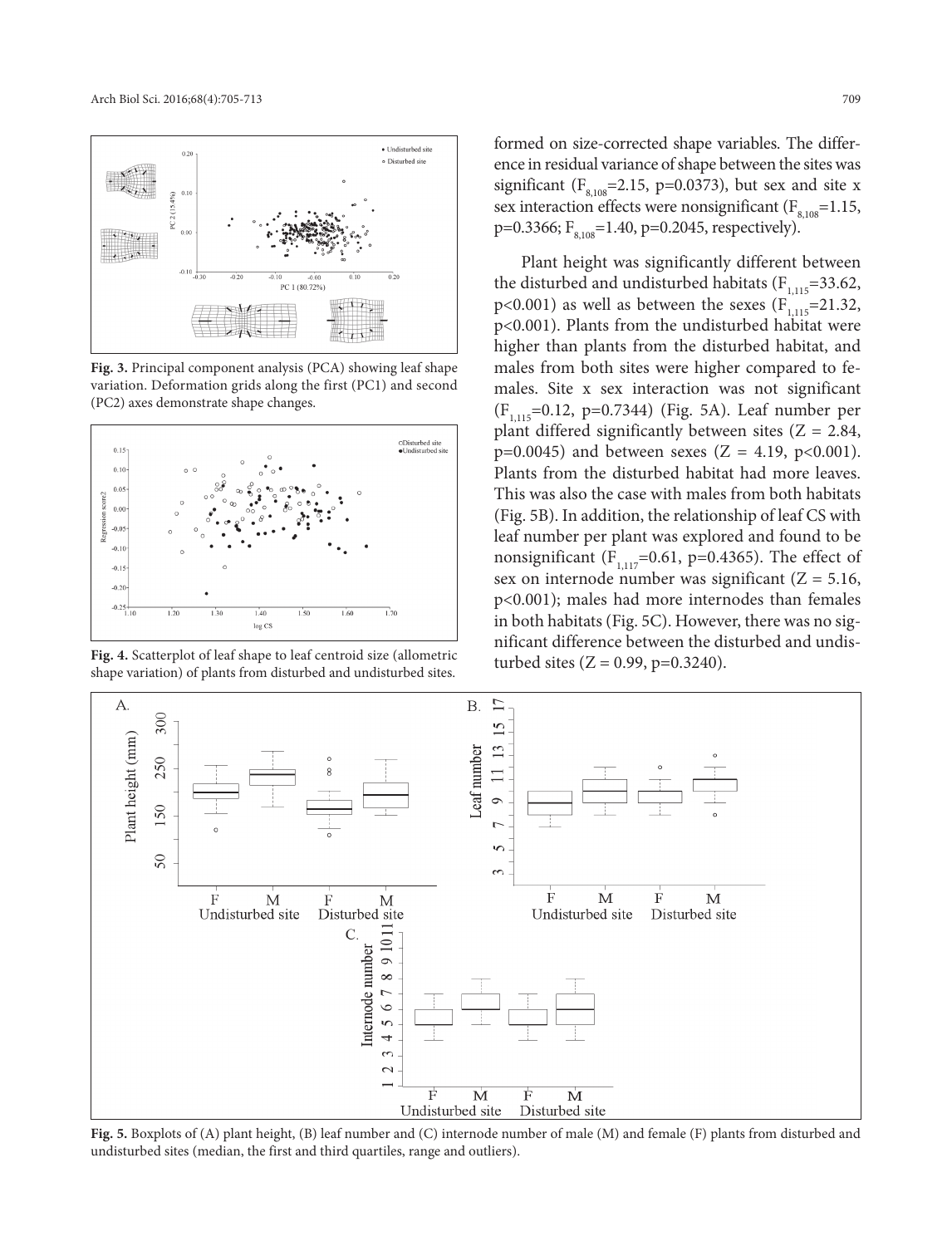**Fig. 3.** Principal component analysis (PCA) showing leaf shape variation. Deformation grids along the first (PC1) and second (PC2) axes demonstrate shape changes.

**Fig. 4.** Scatterplot of leaf shape to leaf centroid size (allometric shape variation) of plants from disturbed and undisturbed sites.

formed on size-corrected shape variables. The difference in residual variance of shape between the sites was significant ($F_{8,108}$=2.15, p=0.0373), but sex and site x sex interaction effects were nonsignificant ($F_{8,108}$=1.15, p=0.3366; $F_{8,108}$=1.40, p=0.2045, respectively).

Plant height was significantly different between the disturbed and undisturbed habitats ($F_{1,115}$=33.62, p<0.001) as well as between the sexes ($F_{1,115}$=21.32, p<0.001). Plants from the undisturbed habitat were higher than plants from the disturbed habitat, and males from both sites were higher compared to females. Site x sex interaction was not significant ($F_{1,115}$=0.12, p=0.7344) (Fig. 5A). Leaf number per plant differed significantly between sites (Z = 2.84, p=0.0045) and between sexes (Z = 4.19, p<0.001). Plants from the disturbed habitat had more leaves. This was also the case with males from both habitats (Fig. 5B). In addition, the relationship of leaf CS with leaf number per plant was explored and found to be nonsignificant ($F_{1,117}$=0.61, p=0.4365). The effect of sex on internode number was significant (Z = 5.16, p<0.001); males had more internodes than females in both habitats (Fig. 5C). However, there was no significant difference between the disturbed and undisturbed sites (Z = 0.99, p=0.3240).

**Fig. 5.** Boxplots of (A) plant height, (B) leaf number and (C) internode number of male (M) and female (F) plants from disturbed and undisturbed sites (median, the first and third quartiles, range and outliers).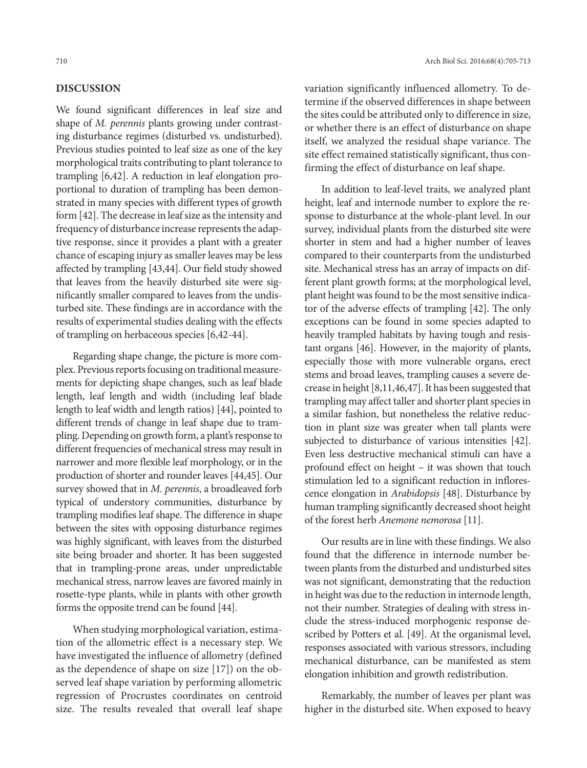## DISCUSSION

We found significant differences in leaf size and shape of *M. perennis* plants growing under contrasting disturbance regimes (disturbed vs. undisturbed). Previous studies pointed to leaf size as one of the key morphological traits contributing to plant tolerance to trampling [6,42]. A reduction in leaf elongation proportional to duration of trampling has been demonstrated in many species with different types of growth form [42]. The decrease in leaf size as the intensity and frequency of disturbance increase represents the adaptive response, since it provides a plant with a greater chance of escaping injury as smaller leaves may be less affected by trampling [43,44]. Our field study showed that leaves from the heavily disturbed site were significantly smaller compared to leaves from the undisturbed site. These findings are in accordance with the results of experimental studies dealing with the effects of trampling on herbaceous species [6,42-44].

Regarding shape change, the picture is more complex. Previous reports focusing on traditional measurements for depicting shape changes, such as leaf blade length, leaf length and width (including leaf blade length to leaf width and length ratios) [44], pointed to different trends of change in leaf shape due to trampling. Depending on growth form, a plant's response to different frequencies of mechanical stress may result in narrower and more flexible leaf morphology, or in the production of shorter and rounder leaves [44,45]. Our survey showed that in *M. perennis*, a broadleaved forb typical of understory communities, disturbance by trampling modifies leaf shape. The difference in shape between the sites with opposing disturbance regimes was highly significant, with leaves from the disturbed site being broader and shorter. It has been suggested that in trampling-prone areas, under unpredictable mechanical stress, narrow leaves are favored mainly in rosette-type plants, while in plants with other growth forms the opposite trend can be found [44].

When studying morphological variation, estimation of the allometric effect is a necessary step. We have investigated the influence of allometry (defined as the dependence of shape on size [17]) on the observed leaf shape variation by performing allometric regression of Procrustes coordinates on centroid size. The results revealed that overall leaf shape variation significantly influenced allometry. To determine if the observed differences in shape between the sites could be attributed only to difference in size, or whether there is an effect of disturbance on shape itself, we analyzed the residual shape variance. The site effect remained statistically significant, thus confirming the effect of disturbance on leaf shape.

In addition to leaf-level traits, we analyzed plant height, leaf and internode number to explore the response to disturbance at the whole-plant level. In our survey, individual plants from the disturbed site were shorter in stem and had a higher number of leaves compared to their counterparts from the undisturbed site. Mechanical stress has an array of impacts on different plant growth forms; at the morphological level, plant height was found to be the most sensitive indicator of the adverse effects of trampling [42]. The only exceptions can be found in some species adapted to heavily trampled habitats by having tough and resistant organs [46]. However, in the majority of plants, especially those with more vulnerable organs, erect stems and broad leaves, trampling causes a severe decrease in height [8,11,46,47]. It has been suggested that trampling may affect taller and shorter plant species in a similar fashion, but nonetheless the relative reduction in plant size was greater when tall plants were subjected to disturbance of various intensities [42]. Even less destructive mechanical stimuli can have a profound effect on height – it was shown that touch stimulation led to a significant reduction in inflorescence elongation in *Arabidopsis* [48]. Disturbance by human trampling significantly decreased shoot height of the forest herb *Anemone nemorosa* [11].

Our results are in line with these findings. We also found that the difference in internode number between plants from the disturbed and undisturbed sites was not significant, demonstrating that the reduction in height was due to the reduction in internode length, not their number. Strategies of dealing with stress include the stress-induced morphogenic response described by Potters et al. [49]. At the organismal level, responses associated with various stressors, including mechanical disturbance, can be manifested as stem elongation inhibition and growth redistribution.

Remarkably, the number of leaves per plant was higher in the disturbed site. When exposed to heavy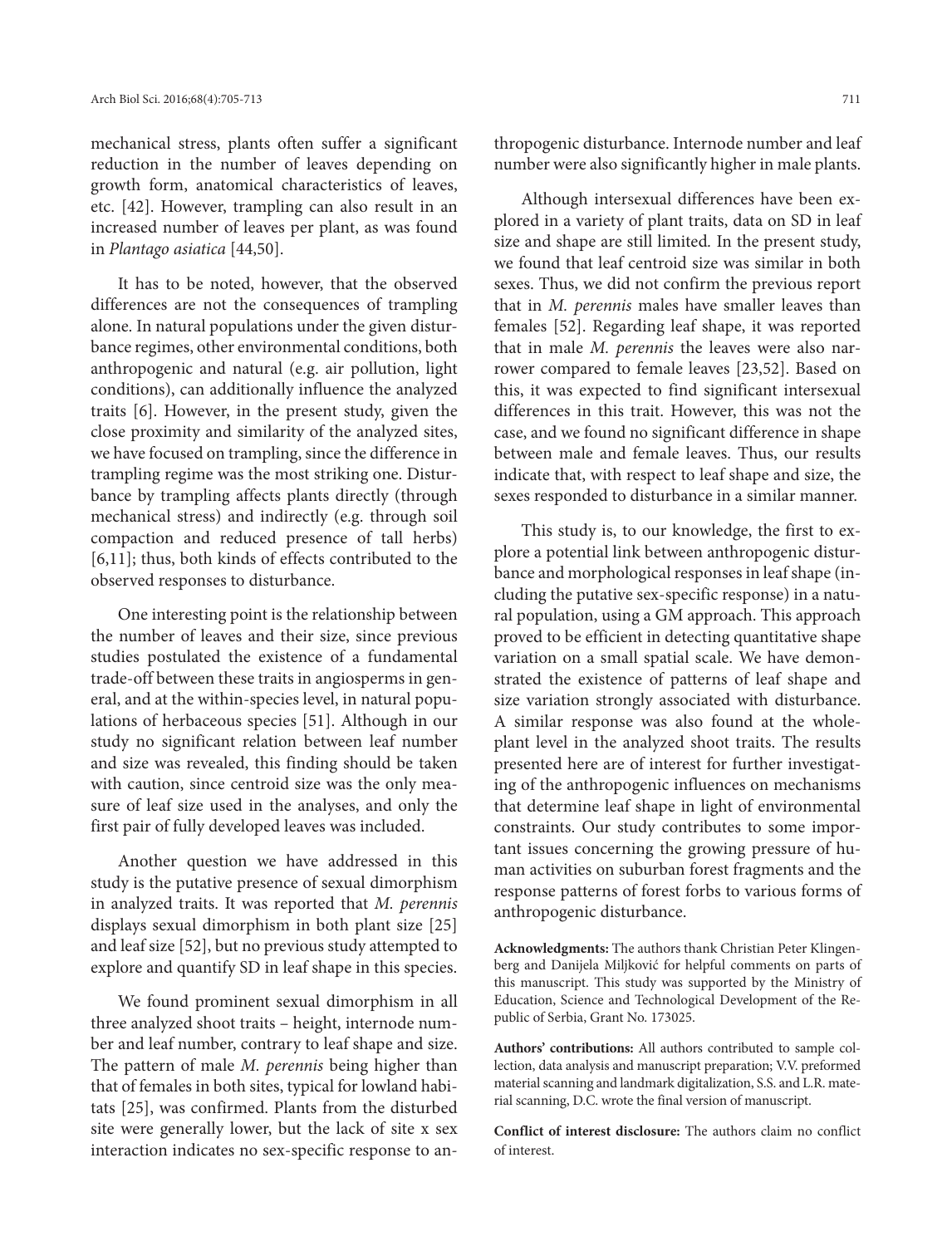mechanical stress, plants often suffer a significant reduction in the number of leaves depending on growth form, anatomical characteristics of leaves, etc. [42]. However, trampling can also result in an increased number of leaves per plant, as was found in *Plantago asiatica* [44,50].

It has to be noted, however, that the observed differences are not the consequences of trampling alone. In natural populations under the given disturbance regimes, other environmental conditions, both anthropogenic and natural (e.g. air pollution, light conditions), can additionally influence the analyzed traits [6]. However, in the present study, given the close proximity and similarity of the analyzed sites, we have focused on trampling, since the difference in trampling regime was the most striking one. Disturbance by trampling affects plants directly (through mechanical stress) and indirectly (e.g. through soil compaction and reduced presence of tall herbs) [6,11]; thus, both kinds of effects contributed to the observed responses to disturbance.

One interesting point is the relationship between the number of leaves and their size, since previous studies postulated the existence of a fundamental trade-off between these traits in angiosperms in general, and at the within-species level, in natural populations of herbaceous species [51]. Although in our study no significant relation between leaf number and size was revealed, this finding should be taken with caution, since centroid size was the only measure of leaf size used in the analyses, and only the first pair of fully developed leaves was included.

Another question we have addressed in this study is the putative presence of sexual dimorphism in analyzed traits. It was reported that *M. perennis* displays sexual dimorphism in both plant size [25] and leaf size [52], but no previous study attempted to explore and quantify SD in leaf shape in this species.

We found prominent sexual dimorphism in all three analyzed shoot traits – height, internode number and leaf number, contrary to leaf shape and size. The pattern of male *M. perennis* being higher than that of females in both sites, typical for lowland habitats [25], was confirmed. Plants from the disturbed site were generally lower, but the lack of site x sex interaction indicates no sex-specific response to anthropogenic disturbance. Internode number and leaf number were also significantly higher in male plants.

Although intersexual differences have been explored in a variety of plant traits, data on SD in leaf size and shape are still limited. In the present study, we found that leaf centroid size was similar in both sexes. Thus, we did not confirm the previous report that in *M. perennis* males have smaller leaves than females [52]. Regarding leaf shape, it was reported that in male *M. perennis* the leaves were also narrower compared to female leaves [23,52]. Based on this, it was expected to find significant intersexual differences in this trait. However, this was not the case, and we found no significant difference in shape between male and female leaves. Thus, our results indicate that, with respect to leaf shape and size, the sexes responded to disturbance in a similar manner.

This study is, to our knowledge, the first to explore a potential link between anthropogenic disturbance and morphological responses in leaf shape (including the putative sex-specific response) in a natural population, using a GM approach. This approach proved to be efficient in detecting quantitative shape variation on a small spatial scale. We have demonstrated the existence of patterns of leaf shape and size variation strongly associated with disturbance. A similar response was also found at the whole-plant level in the analyzed shoot traits. The results presented here are of interest for further investigating of the anthropogenic influences on mechanisms that determine leaf shape in light of environmental constraints. Our study contributes to some important issues concerning the growing pressure of human activities on suburban forest fragments and the response patterns of forest forbs to various forms of anthropogenic disturbance.

**Acknowledgments:** The authors thank Christian Peter Klingenberg and Danijela Miljković for helpful comments on parts of this manuscript. This study was supported by the Ministry of Education, Science and Technological Development of the Republic of Serbia, Grant No. 173025.

**Authors' contributions:** All authors contributed to sample collection, data analysis and manuscript preparation; V.V. preformed material scanning and landmark digitalization, S.S. and L.R. material scanning, D.C. wrote the final version of manuscript.

**Conflict of interest disclosure:** The authors claim no conflict of interest.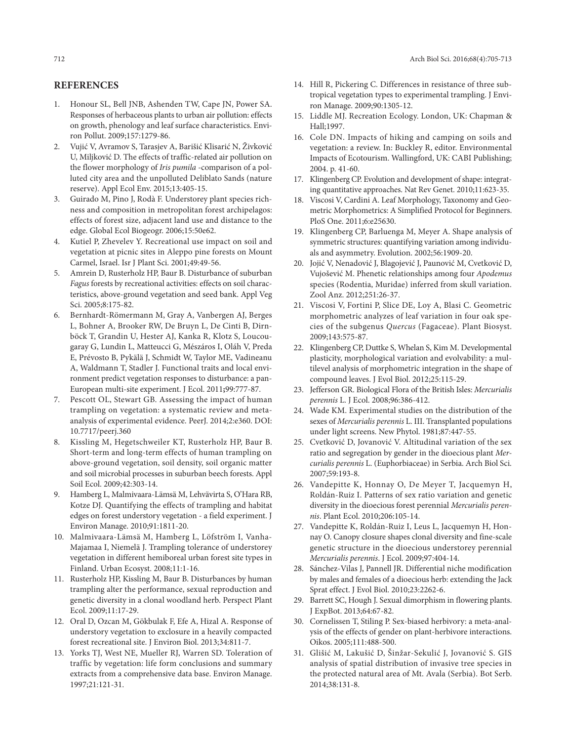## REFERENCES

1. Honour SL, Bell JNB, Ashenden TW, Cape JN, Power SA. Responses of herbaceous plants to urban air pollution: effects on growth, phenology and leaf surface characteristics. Environ Pollut. 2009;157:1279-86.
2. Vujić V, Avramov S, Tarasjev A, Barišić Klisarić N, Živković U, Miljković D. The effects of traffic-related air pollution on the flower morphology of *Iris pumila* -comparison of a polluted city area and the unpolluted Deliblato Sands (nature reserve). Appl Ecol Env. 2015;13:405-15.
3. Guirado M, Pino J, Rodà F. Understorey plant species richness and composition in metropolitan forest archipelagos: effects of forest size, adjacent land use and distance to the edge. Global Ecol Biogeogr. 2006;15:50e62.
4. Kutiel P, Zhevelev Y. Recreational use impact on soil and vegetation at picnic sites in Aleppo pine forests on Mount Carmel, Israel. Isr J Plant Sci. 2001;49:49-56.
5. Amrein D, Rusterholz HP, Baur B. Disturbance of suburban *Fagus* forests by recreational activities: effects on soil characteristics, above-ground vegetation and seed bank. Appl Veg Sci. 2005;8:175-82.
6. Bernhardt-Römermann M, Gray A, Vanbergen AJ, Berges L, Bohner A, Brooker RW, De Bruyn L, De Cinti B, Dirnböck T, Grandin U, Hester AJ, Kanka R, Klotz S, Loucougaray G, Lundin L, Matteucci G, Mészáros I, Oláh V, Preda E, Prévosto B, Pykälä J, Schmidt W, Taylor ME, Vadineanu A, Waldmann T, Stadler J. Functional traits and local environment predict vegetation responses to disturbance: a pan-European multi-site experiment. J Ecol. 2011;99:777-87.
7. Pescott OL, Stewart GB. Assessing the impact of human trampling on vegetation: a systematic review and meta-analysis of experimental evidence. PeerJ. 2014;2:e360. DOI: 10.7717/peerj.360
8. Kissling M, Hegetschweiler KT, Rusterholz HP, Baur B. Short-term and long-term effects of human trampling on above-ground vegetation, soil density, soil organic matter and soil microbial processes in suburban beech forests. Appl Soil Ecol. 2009;42:303-14.
9. Hamberg L, Malmivaara-Lämsä M, Lehvävirta S, O'Hara RB, Kotze DJ. Quantifying the effects of trampling and habitat edges on forest understory vegetation - a field experiment. J Environ Manage. 2010;91:1811-20.
10. Malmivaara-Lämsä M, Hamberg L, Löfström I, Vanha-Majamaa I, Niemelä J. Trampling tolerance of understorey vegetation in different hemiboreal urban forest site types in Finland. Urban Ecosyst. 2008;11:1-16.
11. Rusterholz HP, Kissling M, Baur B. Disturbances by human trampling alter the performance, sexual reproduction and genetic diversity in a clonal woodland herb. Perspect Plant Ecol. 2009;11:17-29.
12. Oral D, Ozcan M, Gökbulak F, Efe A, Hizal A. Response of understory vegetation to exclosure in a heavily compacted forest recreational site. J Environ Biol. 2013;34:811-7.
13. Yorks TJ, West NE, Mueller RJ, Warren SD. Toleration of traffic by vegetation: life form conclusions and summary extracts from a comprehensive data base. Environ Manage. 1997;21:121-31.
14. Hill R, Pickering C. Differences in resistance of three subtropical vegetation types to experimental trampling. J Environ Manage. 2009;90:1305-12.
15. Liddle MJ. Recreation Ecology. London, UK: Chapman & Hall;1997.
16. Cole DN. Impacts of hiking and camping on soils and vegetation: a review. In: Buckley R, editor. Environmental Impacts of Ecotourism. Wallingford, UK: CABI Publishing; 2004. p. 41-60.
17. Klingenberg CP. Evolution and development of shape: integrating quantitative approaches. Nat Rev Genet. 2010;11:623-35.
18. Viscosi V, Cardini A. Leaf Morphology, Taxonomy and Geometric Morphometrics: A Simplified Protocol for Beginners. PloS One. 2011;6:e25630.
19. Klingenberg CP, Barluenga M, Meyer A. Shape analysis of symmetric structures: quantifying variation among individuals and asymmetry. Evolution. 2002;56:1909-20.
20. Jojić V, Nenadović J, Blagojević J, Paunović M, Cvetković D, Vujošević M. Phenetic relationships among four *Apodemus* species (Rodentia, Muridae) inferred from skull variation. Zool Anz. 2012;251:26-37.
21. Viscosi V, Fortini P, Slice DE, Loy A, Blasi C. Geometric morphometric analyzes of leaf variation in four oak species of the subgenus *Quercus* (Fagaceae). Plant Biosyst. 2009;143:575-87.
22. Klingenberg CP, Duttke S, Whelan S, Kim M. Developmental plasticity, morphological variation and evolvability: a multilevel analysis of morphometric integration in the shape of compound leaves. J Evol Biol. 2012;25:115-29.
23. Jefferson GR. Biological Flora of the British Isles: *Mercurialis perennis* L. J Ecol. 2008;96:386-412.
24. Wade KM. Experimental studies on the distribution of the sexes of *Mercurialis perennis* L. III. Transplanted populations under light screens. New Phytol. 1981;87:447-55.
25. Cvetković D, Jovanović V. Altitudinal variation of the sex ratio and segregation by gender in the dioecious plant *Mercurialis perennis* L. (Euphorbiaceae) in Serbia. Arch Biol Sci. 2007;59:193-8.
26. Vandepitte K, Honnay O, De Meyer T, Jacquemyn H, Roldán-Ruiz I. Patterns of sex ratio variation and genetic diversity in the dioecious forest perennial *Mercurialis perennis*. Plant Ecol. 2010;206:105-14.
27. Vandepitte K, Roldán-Ruiz I, Leus L, Jacquemyn H, Honnay O. Canopy closure shapes clonal diversity and fine-scale genetic structure in the dioecious understorey perennial *Mercurialis perennis*. J Ecol. 2009;97:404-14.
28. Sánchez-Vilas J, Pannell JR. Differential niche modification by males and females of a dioecious herb: extending the Jack Sprat effect. J Evol Biol. 2010;23:2262-6.
29. Barrett SC, Hough J. Sexual dimorphism in flowering plants. J ExpBot. 2013;64:67-82.
30. Cornelissen T, Stiling P. Sex-biased herbivory: a meta-analysis of the effects of gender on plant-herbivore interactions. Oikos. 2005;111:488-500.
31. Glišić M, Lakušić D, Šinžar-Sekulić J, Jovanović S. GIS analysis of spatial distribution of invasive tree species in the protected natural area of Mt. Avala (Serbia). Bot Serb. 2014;38:131-8.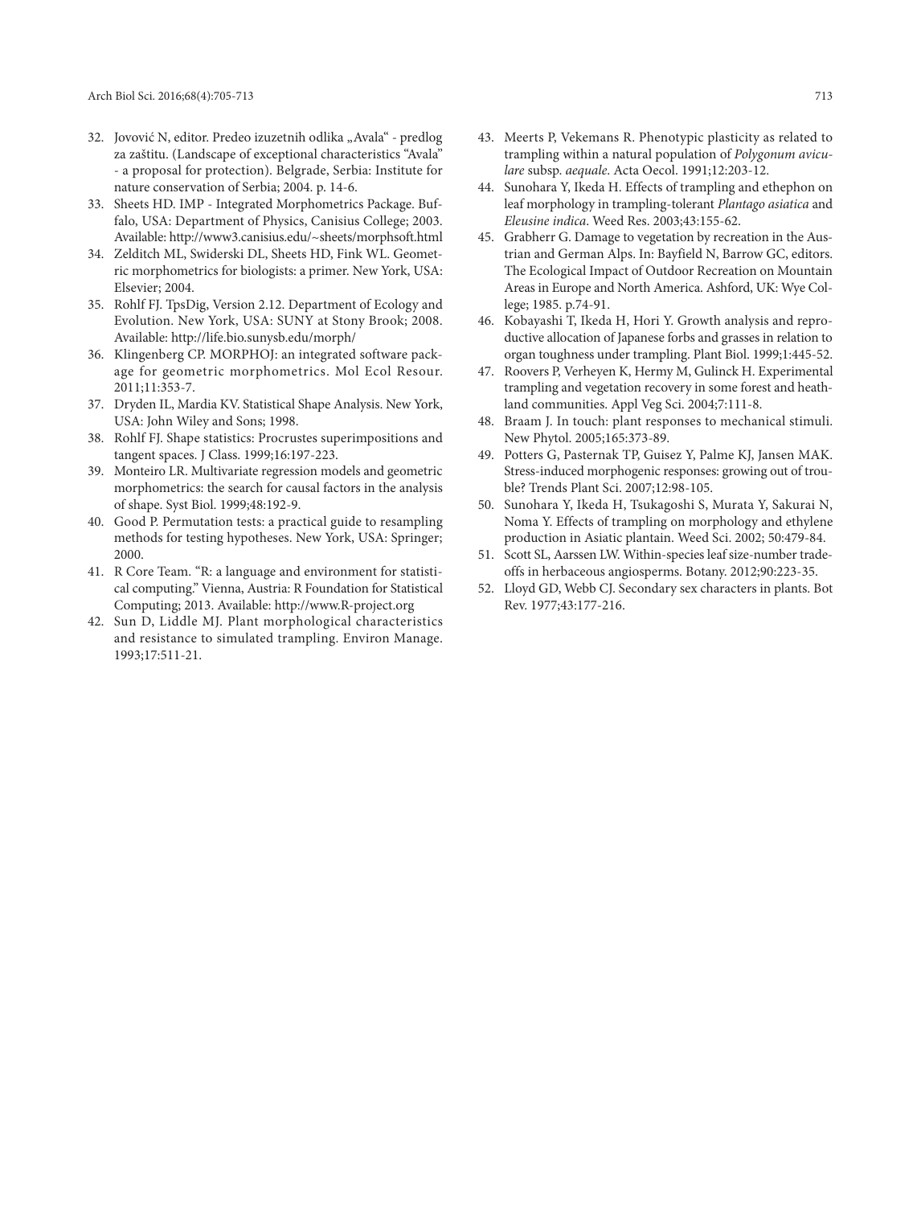32. Jovović N, editor. Predeo izuzetnih odlika „Avala" - predlog za zaštitu. (Landscape of exceptional characteristics "Avala" - a proposal for protection). Belgrade, Serbia: Institute for nature conservation of Serbia; 2004. p. 14-6.
33. Sheets HD. IMP - Integrated Morphometrics Package. Buffalo, USA: Department of Physics, Canisius College; 2003. Available: http://www3.canisius.edu/~sheets/morphsoft.html
34. Zelditch ML, Swiderski DL, Sheets HD, Fink WL. Geometric morphometrics for biologists: a primer. New York, USA: Elsevier; 2004.
35. Rohlf FJ. TpsDig, Version 2.12. Department of Ecology and Evolution. New York, USA: SUNY at Stony Brook; 2008. Available: http://life.bio.sunysb.edu/morph/
36. Klingenberg CP. MORPHOJ: an integrated software package for geometric morphometrics. Mol Ecol Resour. 2011;11:353-7.
37. Dryden IL, Mardia KV. Statistical Shape Analysis. New York, USA: John Wiley and Sons; 1998.
38. Rohlf FJ. Shape statistics: Procrustes superimpositions and tangent spaces. J Class. 1999;16:197-223.
39. Monteiro LR. Multivariate regression models and geometric morphometrics: the search for causal factors in the analysis of shape. Syst Biol. 1999;48:192-9.
40. Good P. Permutation tests: a practical guide to resampling methods for testing hypotheses. New York, USA: Springer; 2000.
41. R Core Team. "R: a language and environment for statistical computing." Vienna, Austria: R Foundation for Statistical Computing; 2013. Available: http://www.R-project.org
42. Sun D, Liddle MJ. Plant morphological characteristics and resistance to simulated trampling. Environ Manage. 1993;17:511-21.
43. Meerts P, Vekemans R. Phenotypic plasticity as related to trampling within a natural population of *Polygonum aviculare* subsp. *aequale*. Acta Oecol. 1991;12:203-12.
44. Sunohara Y, Ikeda H. Effects of trampling and ethephon on leaf morphology in trampling-tolerant *Plantago asiatica* and *Eleusine indica*. Weed Res. 2003;43:155-62.
45. Grabherr G. Damage to vegetation by recreation in the Austrian and German Alps. In: Bayfield N, Barrow GC, editors. The Ecological Impact of Outdoor Recreation on Mountain Areas in Europe and North America. Ashford, UK: Wye College; 1985. p.74-91.
46. Kobayashi T, Ikeda H, Hori Y. Growth analysis and reproductive allocation of Japanese forbs and grasses in relation to organ toughness under trampling. Plant Biol. 1999;1:445-52.
47. Roovers P, Verheyen K, Hermy M, Gulinck H. Experimental trampling and vegetation recovery in some forest and heathland communities. Appl Veg Sci. 2004;7:111-8.
48. Braam J. In touch: plant responses to mechanical stimuli. New Phytol. 2005;165:373-89.
49. Potters G, Pasternak TP, Guisez Y, Palme KJ, Jansen MAK. Stress-induced morphogenic responses: growing out of trouble? Trends Plant Sci. 2007;12:98-105.
50. Sunohara Y, Ikeda H, Tsukagoshi S, Murata Y, Sakurai N, Noma Y. Effects of trampling on morphology and ethylene production in Asiatic plantain. Weed Sci. 2002; 50:479-84.
51. Scott SL, Aarssen LW. Within-species leaf size-number tradeoffs in herbaceous angiosperms. Botany. 2012;90:223-35.
52. Lloyd GD, Webb CJ. Secondary sex characters in plants. Bot Rev. 1977;43:177-216.